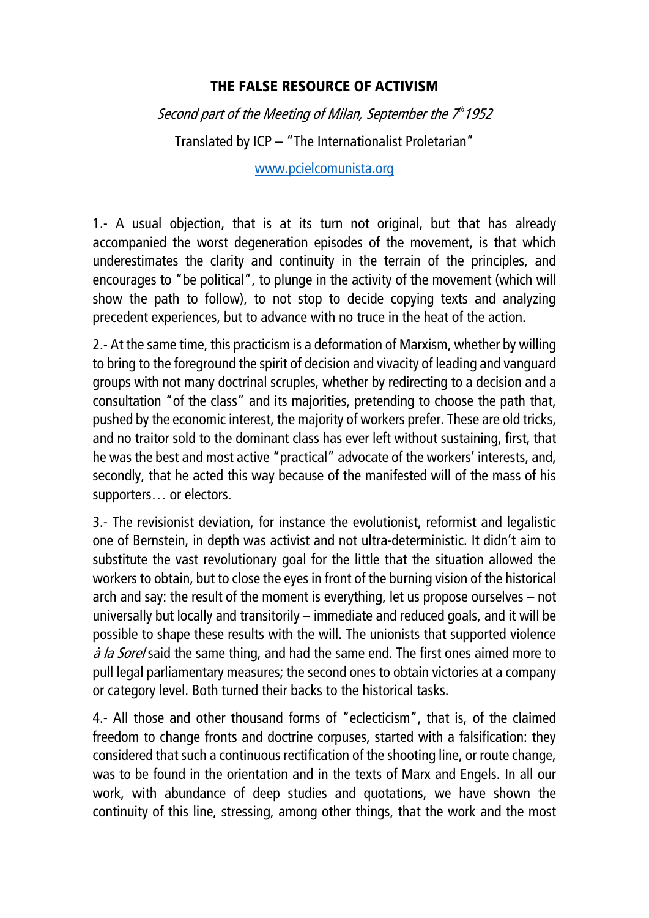# THE FALSE RESOURCE OF ACTIVISM

*Second part of the Meeting of Milan, September the 7th 1952*

Translated by ICP – "The Internationalist Proletarian"

www.pcielcomunista.org

1.- A usual objection, that is at its turn not original, but that has already accompanied the worst degeneration episodes of the movement, is that which underestimates the clarity and continuity in the terrain of the principles, and encourages to "be political", to plunge in the activity of the movement (which will show the path to follow), to not stop to decide copying texts and analyzing precedent experiences, but to advance with no truce in the heat of the action.

2.- At the same time, this practicism is a deformation of Marxism, whether by willing to bring to the foreground the spirit of decision and vivacity of leading and vanguard groups with not many doctrinal scruples, whether by redirecting to a decision and a consultation "of the class" and its majorities, pretending to choose the path that, pushed by the economic interest, the majority of workers prefer. These are old tricks, and no traitor sold to the dominant class has ever left without sustaining, first, that he was the best and most active "practical" advocate of the workers' interests, and, secondly, that he acted this way because of the manifested will of the mass of his supporters… or electors.

3.- The revisionist deviation, for instance the evolutionist, reformist and legalistic one of Bernstein, in depth was activist and not ultra-deterministic. It didn't aim to substitute the vast revolutionary goal for the little that the situation allowed the workers to obtain, but to close the eyes in front of the burning vision of the historical arch and say: the result of the moment is everything, let us propose ourselves – not universally but locally and transitorily – immediate and reduced goals, and it will be possible to shape these results with the will. The unionists that supported violence *à la Sorel* said the same thing, and had the same end. The first ones aimed more to pull legal parliamentary measures; the second ones to obtain victories at a company or category level. Both turned their backs to the historical tasks.

4.- All those and other thousand forms of "eclecticism", that is, of the claimed freedom to change fronts and doctrine corpuses, started with a falsification: they considered that such a continuous rectification of the shooting line, or route change, was to be found in the orientation and in the texts of Marx and Engels. In all our work, with abundance of deep studies and quotations, we have shown the continuity of this line, stressing, among other things, that the work and the most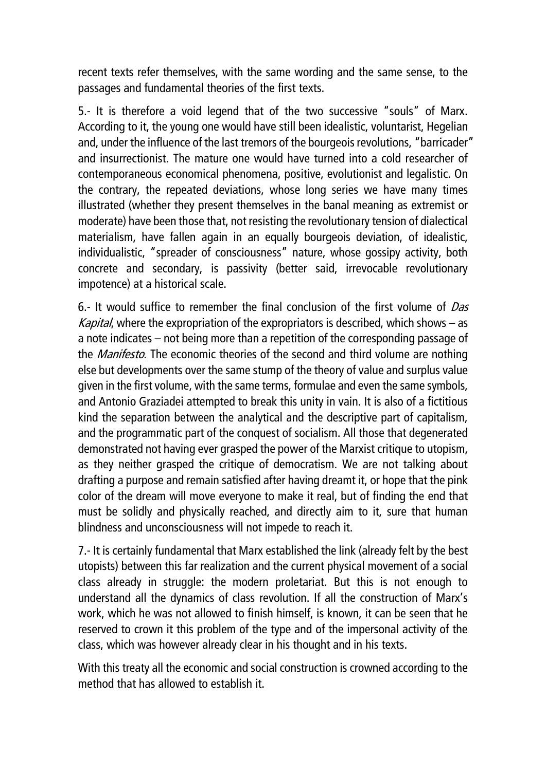recent texts refer themselves, with the same wording and the same sense, to the passages and fundamental theories of the first texts.

5.- It is therefore a void legend that of the two successive "souls" of Marx. According to it, the young one would have still been idealistic, voluntarist, Hegelian and, under the influence of the last tremors of the bourgeois revolutions, "barricader" and insurrectionist. The mature one would have turned into a cold researcher of contemporaneous economical phenomena, positive, evolutionist and legalistic. On the contrary, the repeated deviations, whose long series we have many times illustrated (whether they present themselves in the banal meaning as extremist or moderate) have been those that, not resisting the revolutionary tension of dialectical materialism, have fallen again in an equally bourgeois deviation, of idealistic, individualistic, "spreader of consciousness" nature, whose gossipy activity, both concrete and secondary, is passivity (better said, irrevocable revolutionary impotence) at a historical scale.

6.- It would suffice to remember the final conclusion of the first volume of *Das Kapital*, where the expropriation of the expropriators is described, which shows – as a note indicates – not being more than a repetition of the corresponding passage of the *Manifesto*. The economic theories of the second and third volume are nothing else but developments over the same stump of the theory of value and surplus value given in the first volume, with the same terms, formulae and even the same symbols, and Antonio Graziadei attempted to break this unity in vain. It is also of a fictitious kind the separation between the analytical and the descriptive part of capitalism, and the programmatic part of the conquest of socialism. All those that degenerated demonstrated not having ever grasped the power of the Marxist critique to utopism, as they neither grasped the critique of democratism. We are not talking about drafting a purpose and remain satisfied after having dreamt it, or hope that the pink color of the dream will move everyone to make it real, but of finding the end that must be solidly and physically reached, and directly aim to it, sure that human blindness and unconsciousness will not impede to reach it.

7.- It is certainly fundamental that Marx established the link (already felt by the best utopists) between this far realization and the current physical movement of a social class already in struggle: the modern proletariat. But this is not enough to understand all the dynamics of class revolution. If all the construction of Marx's work, which he was not allowed to finish himself, is known, it can be seen that he reserved to crown it this problem of the type and of the impersonal activity of the class, which was however already clear in his thought and in his texts.

With this treaty all the economic and social construction is crowned according to the method that has allowed to establish it.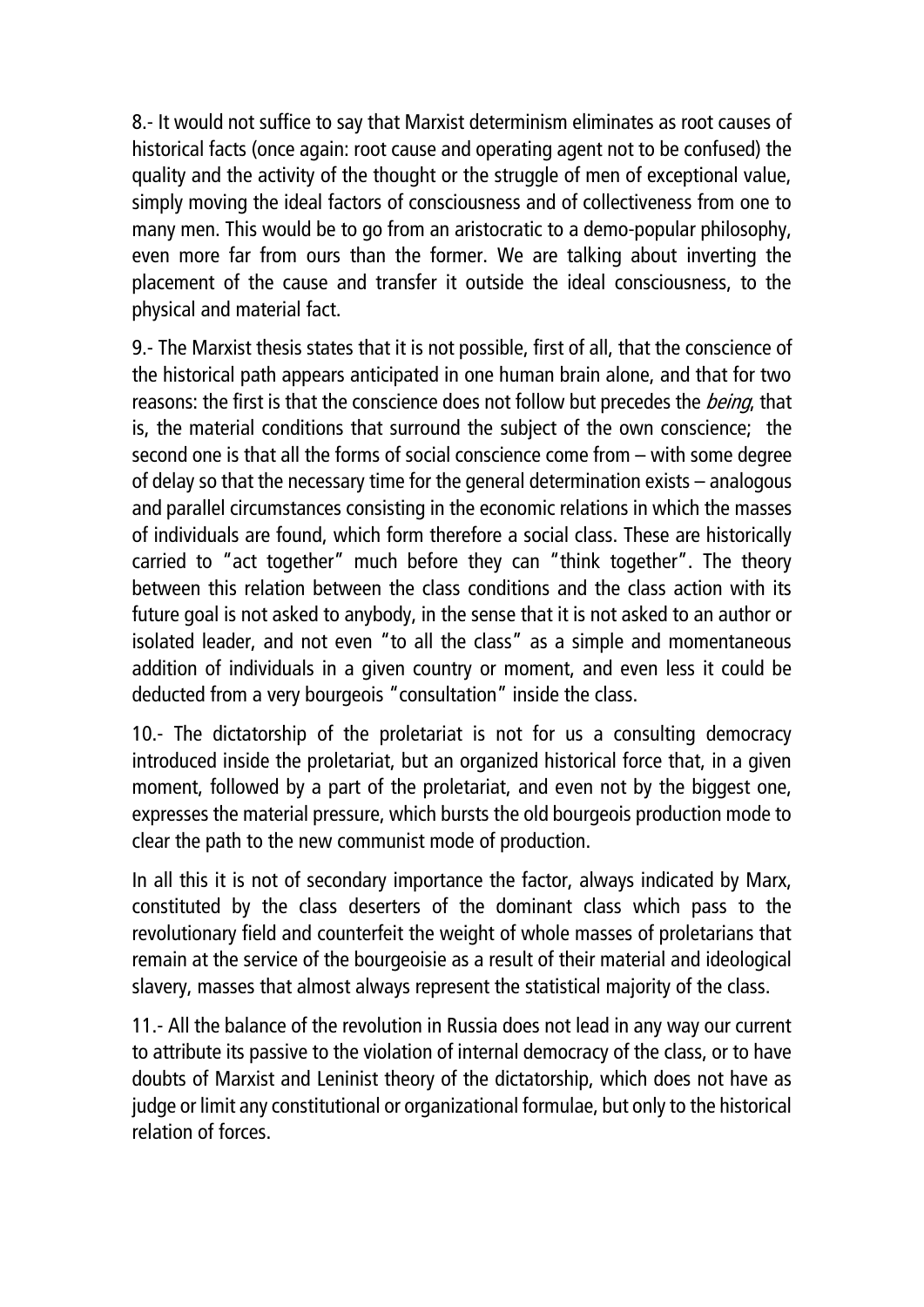8.- It would not suffice to say that Marxist determinism eliminates as root causes of historical facts (once again: root cause and operating agent not to be confused) the quality and the activity of the thought or the struggle of men of exceptional value, simply moving the ideal factors of consciousness and of collectiveness from one to many men. This would be to go from an aristocratic to a demo-popular philosophy, even more far from ours than the former. We are talking about inverting the placement of the cause and transfer it outside the ideal consciousness, to the physical and material fact.

9.- The Marxist thesis states that it is not possible, first of all, that the conscience of the historical path appears anticipated in one human brain alone, and that for two reasons: the first is that the conscience does not follow but precedes the *being*, that is, the material conditions that surround the subject of the own conscience; the second one is that all the forms of social conscience come from – with some degree of delay so that the necessary time for the general determination exists – analogous and parallel circumstances consisting in the economic relations in which the masses of individuals are found, which form therefore a social class. These are historically carried to "act together" much before they can "think together". The theory between this relation between the class conditions and the class action with its future goal is not asked to anybody, in the sense that it is not asked to an author or isolated leader, and not even "to all the class" as a simple and momentaneous addition of individuals in a given country or moment, and even less it could be deducted from a very bourgeois "consultation" inside the class.

10.- The dictatorship of the proletariat is not for us a consulting democracy introduced inside the proletariat, but an organized historical force that, in a given moment, followed by a part of the proletariat, and even not by the biggest one, expresses the material pressure, which bursts the old bourgeois production mode to clear the path to the new communist mode of production.

In all this it is not of secondary importance the factor, always indicated by Marx, constituted by the class deserters of the dominant class which pass to the revolutionary field and counterfeit the weight of whole masses of proletarians that remain at the service of the bourgeoisie as a result of their material and ideological slavery, masses that almost always represent the statistical majority of the class.

11.- All the balance of the revolution in Russia does not lead in any way our current to attribute its passive to the violation of internal democracy of the class, or to have doubts of Marxist and Leninist theory of the dictatorship, which does not have as judge or limit any constitutional or organizational formulae, but only to the historical relation of forces.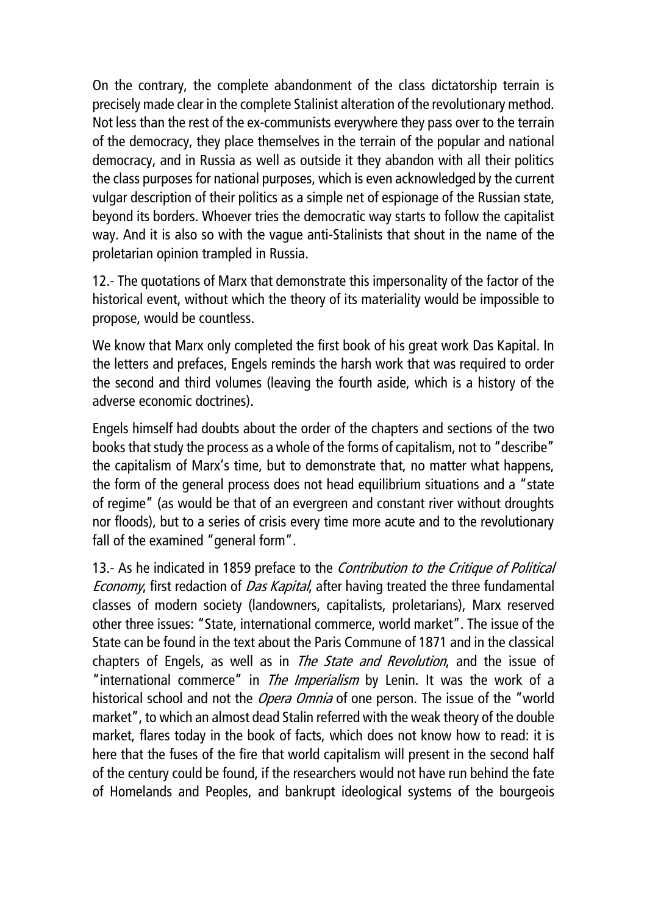On the contrary, the complete abandonment of the class dictatorship terrain is precisely made clear in the complete Stalinist alteration of the revolutionary method. Not less than the rest of the ex-communists everywhere they pass over to the terrain of the democracy, they place themselves in the terrain of the popular and national democracy, and in Russia as well as outside it they abandon with all their politics the class purposes for national purposes, which is even acknowledged by the current vulgar description of their politics as a simple net of espionage of the Russian state, beyond its borders. Whoever tries the democratic way starts to follow the capitalist way. And it is also so with the vague anti-Stalinists that shout in the name of the proletarian opinion trampled in Russia.

12.- The quotations of Marx that demonstrate this impersonality of the factor of the historical event, without which the theory of its materiality would be impossible to propose, would be countless.

We know that Marx only completed the first book of his great work Das Kapital. In the letters and prefaces, Engels reminds the harsh work that was required to order the second and third volumes (leaving the fourth aside, which is a history of the adverse economic doctrines).

Engels himself had doubts about the order of the chapters and sections of the two books that study the process as a whole of the forms of capitalism, not to "describe" the capitalism of Marx's time, but to demonstrate that, no matter what happens, the form of the general process does not head equilibrium situations and a "state of regime" (as would be that of an evergreen and constant river without droughts nor floods), but to a series of crisis every time more acute and to the revolutionary fall of the examined "general form".

13.- As he indicated in 1859 preface to the *Contribution to the Critique of Political Economy*, first redaction of *Das Kapital*, after having treated the three fundamental classes of modern society (landowners, capitalists, proletarians), Marx reserved other three issues: "State, international commerce, world market". The issue of the State can be found in the text about the Paris Commune of 1871 and in the classical chapters of Engels, as well as in *The State and Revolution*, and the issue of "international commerce" in *The Imperialism* by Lenin. It was the work of a historical school and not the *Opera Omnia* of one person. The issue of the "world market", to which an almost dead Stalin referred with the weak theory of the double market, flares today in the book of facts, which does not know how to read: it is here that the fuses of the fire that world capitalism will present in the second half of the century could be found, if the researchers would not have run behind the fate of Homelands and Peoples, and bankrupt ideological systems of the bourgeois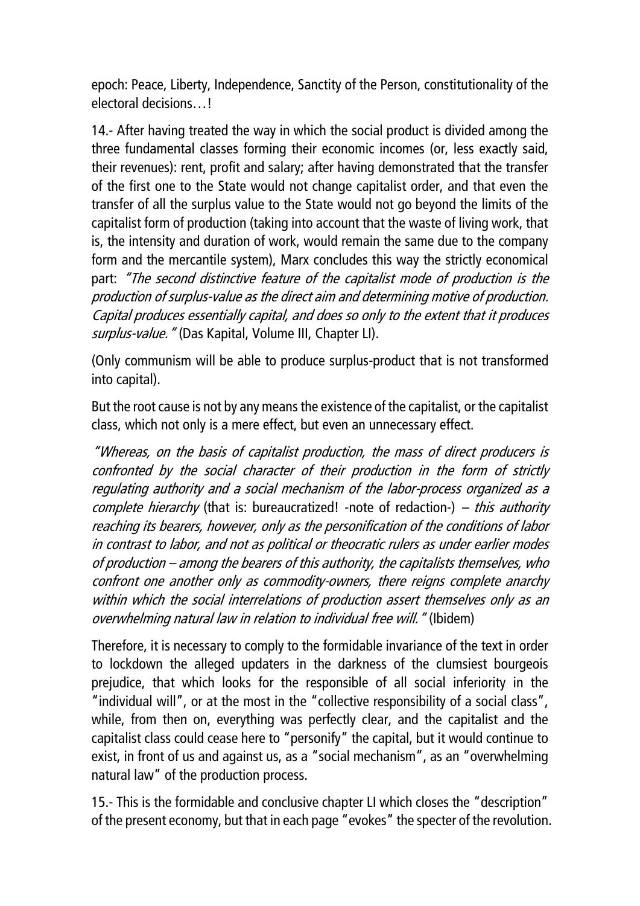epoch: Peace, Liberty, Independence, Sanctity of the Person, constitutionality of the electoral decisions…!

14.- After having treated the way in which the social product is divided among the three fundamental classes forming their economic incomes (or, less exactly said, their revenues): rent, profit and salary; after having demonstrated that the transfer of the first one to the State would not change capitalist order, and that even the transfer of all the surplus value to the State would not go beyond the limits of the capitalist form of production (taking into account that the waste of living work, that is, the intensity and duration of work, would remain the same due to the company form and the mercantile system), Marx concludes this way the strictly economical part: *"The second distinctive feature of the capitalist mode of production is the production of surplus-value as the direct aim and determining motive of production. Capital produces essentially capital, and does so only to the extent that it produces surplus-value."* (Das Kapital, Volume III, Chapter LI).

(Only communism will be able to produce surplus-product that is not transformed into capital).

But the root cause is not by any means the existence of the capitalist, or the capitalist class, which not only is a mere effect, but even an unnecessary effect.

*"Whereas, on the basis of capitalist production, the mass of direct producers is confronted by the social character of their production in the form of strictly regulating authority and a social mechanism of the labor-process organized as a complete hierarchy* (that is: bureaucratized! -note of redaction-) – *this authority reaching its bearers, however, only as the personification of the conditions of labor in contrast to labor, and not as political or theocratic rulers as under earlier modes of production – among the bearers of this authority, the capitalists themselves, who confront one another only as commodity-owners, there reigns complete anarchy within which the social interrelations of production assert themselves only as an overwhelming natural law in relation to individual free will."* (Ibidem)

Therefore, it is necessary to comply to the formidable invariance of the text in order to lockdown the alleged updaters in the darkness of the clumsiest bourgeois prejudice, that which looks for the responsible of all social inferiority in the "individual will", or at the most in the "collective responsibility of a social class", while, from then on, everything was perfectly clear, and the capitalist and the capitalist class could cease here to "personify" the capital, but it would continue to exist, in front of us and against us, as a "social mechanism", as an "overwhelming natural law" of the production process.

15.- This is the formidable and conclusive chapter LI which closes the "description" of the present economy, but that in each page "evokes" the specter of the revolution.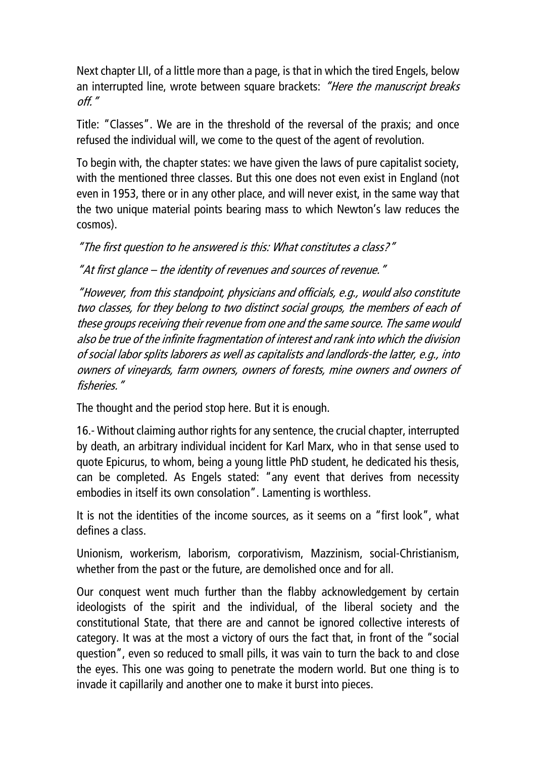Next chapter LII, of a little more than a page, is that in which the tired Engels, below an interrupted line, wrote between square brackets: *"Here the manuscript breaks off."*

Title: "Classes". We are in the threshold of the reversal of the praxis; and once refused the individual will, we come to the quest of the agent of revolution.

To begin with, the chapter states: we have given the laws of pure capitalist society, with the mentioned three classes. But this one does not even exist in England (not even in 1953, there or in any other place, and will never exist, in the same way that the two unique material points bearing mass to which Newton's law reduces the cosmos).

*"The first question to he answered is this: What constitutes a class?"*

*"At first glance – the identity of revenues and sources of revenue."*

*"However, from this standpoint, physicians and officials, e.g., would also constitute two classes, for they belong to two distinct social groups, the members of each of these groups receiving their revenue from one and the same source. The same would also be true of the infinite fragmentation of interest and rank into which the division of social labor splits laborers as well as capitalists and landlords-the latter, e.g., into owners of vineyards, farm owners, owners of forests, mine owners and owners of fisheries."*

The thought and the period stop here. But it is enough.

16.- Without claiming author rights for any sentence, the crucial chapter, interrupted by death, an arbitrary individual incident for Karl Marx, who in that sense used to quote Epicurus, to whom, being a young little PhD student, he dedicated his thesis, can be completed. As Engels stated: "any event that derives from necessity embodies in itself its own consolation". Lamenting is worthless.

It is not the identities of the income sources, as it seems on a "first look", what defines a class.

Unionism, workerism, laborism, corporativism, Mazzinism, social-Christianism, whether from the past or the future, are demolished once and for all.

Our conquest went much further than the flabby acknowledgement by certain ideologists of the spirit and the individual, of the liberal society and the constitutional State, that there are and cannot be ignored collective interests of category. It was at the most a victory of ours the fact that, in front of the "social question", even so reduced to small pills, it was vain to turn the back to and close the eyes. This one was going to penetrate the modern world. But one thing is to invade it capillarily and another one to make it burst into pieces.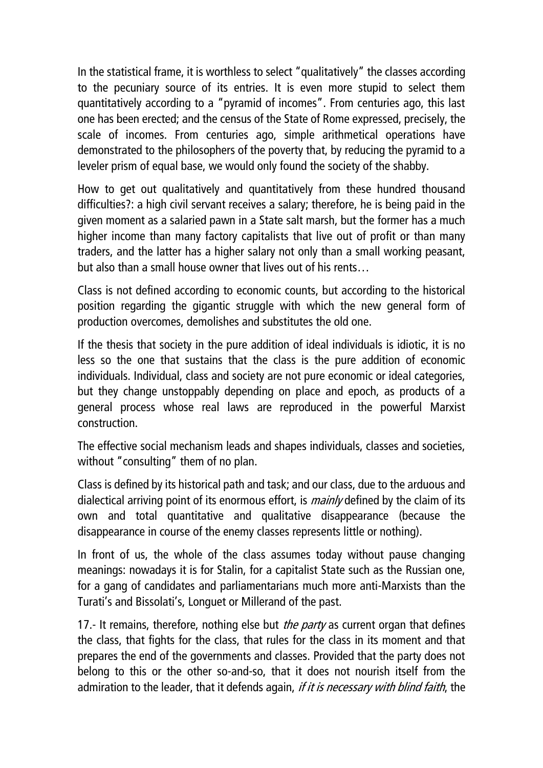In the statistical frame, it is worthless to select "qualitatively" the classes according to the pecuniary source of its entries. It is even more stupid to select them quantitatively according to a "pyramid of incomes". From centuries ago, this last one has been erected; and the census of the State of Rome expressed, precisely, the scale of incomes. From centuries ago, simple arithmetical operations have demonstrated to the philosophers of the poverty that, by reducing the pyramid to a leveler prism of equal base, we would only found the society of the shabby.

How to get out qualitatively and quantitatively from these hundred thousand difficulties?: a high civil servant receives a salary; therefore, he is being paid in the given moment as a salaried pawn in a State salt marsh, but the former has a much higher income than many factory capitalists that live out of profit or than many traders, and the latter has a higher salary not only than a small working peasant, but also than a small house owner that lives out of his rents…

Class is not defined according to economic counts, but according to the historical position regarding the gigantic struggle with which the new general form of production overcomes, demolishes and substitutes the old one.

If the thesis that society in the pure addition of ideal individuals is idiotic, it is no less so the one that sustains that the class is the pure addition of economic individuals. Individual, class and society are not pure economic or ideal categories, but they change unstoppably depending on place and epoch, as products of a general process whose real laws are reproduced in the powerful Marxist construction.

The effective social mechanism leads and shapes individuals, classes and societies, without "consulting" them of no plan.

Class is defined by its historical path and task; and our class, due to the arduous and dialectical arriving point of its enormous effort, is *mainly* defined by the claim of its own and total quantitative and qualitative disappearance (because the disappearance in course of the enemy classes represents little or nothing).

In front of us, the whole of the class assumes today without pause changing meanings: nowadays it is for Stalin, for a capitalist State such as the Russian one, for a gang of candidates and parliamentarians much more anti-Marxists than the Turati's and Bissolati's, Longuet or Millerand of the past.

17.- It remains, therefore, nothing else but *the party* as current organ that defines the class, that fights for the class, that rules for the class in its moment and that prepares the end of the governments and classes. Provided that the party does not belong to this or the other so-and-so, that it does not nourish itself from the admiration to the leader, that it defends again, *if it is necessary with blind faith*, the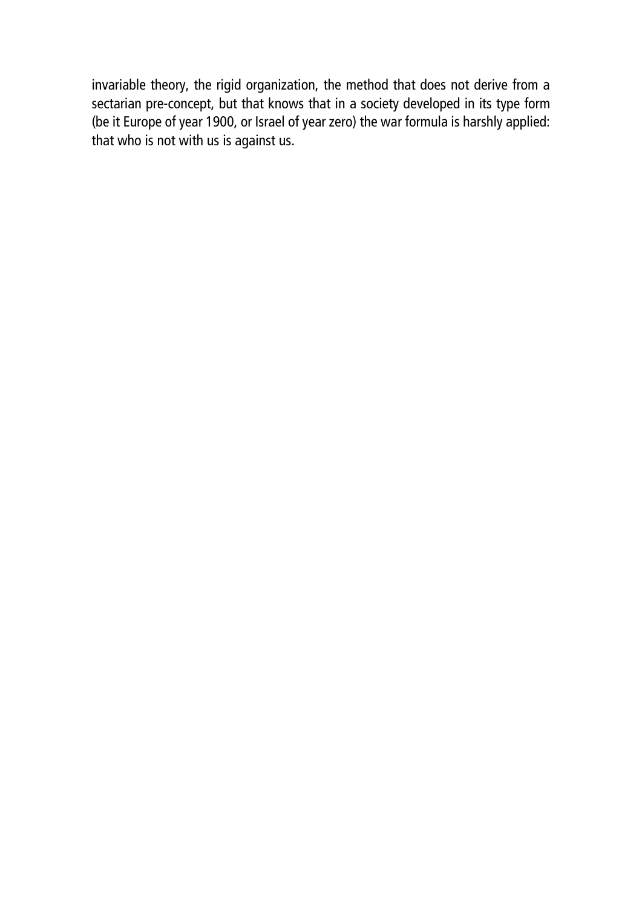invariable theory, the rigid organization, the method that does not derive from a sectarian pre-concept, but that knows that in a society developed in its type form (be it Europe of year 1900, or Israel of year zero) the war formula is harshly applied: that who is not with us is against us.